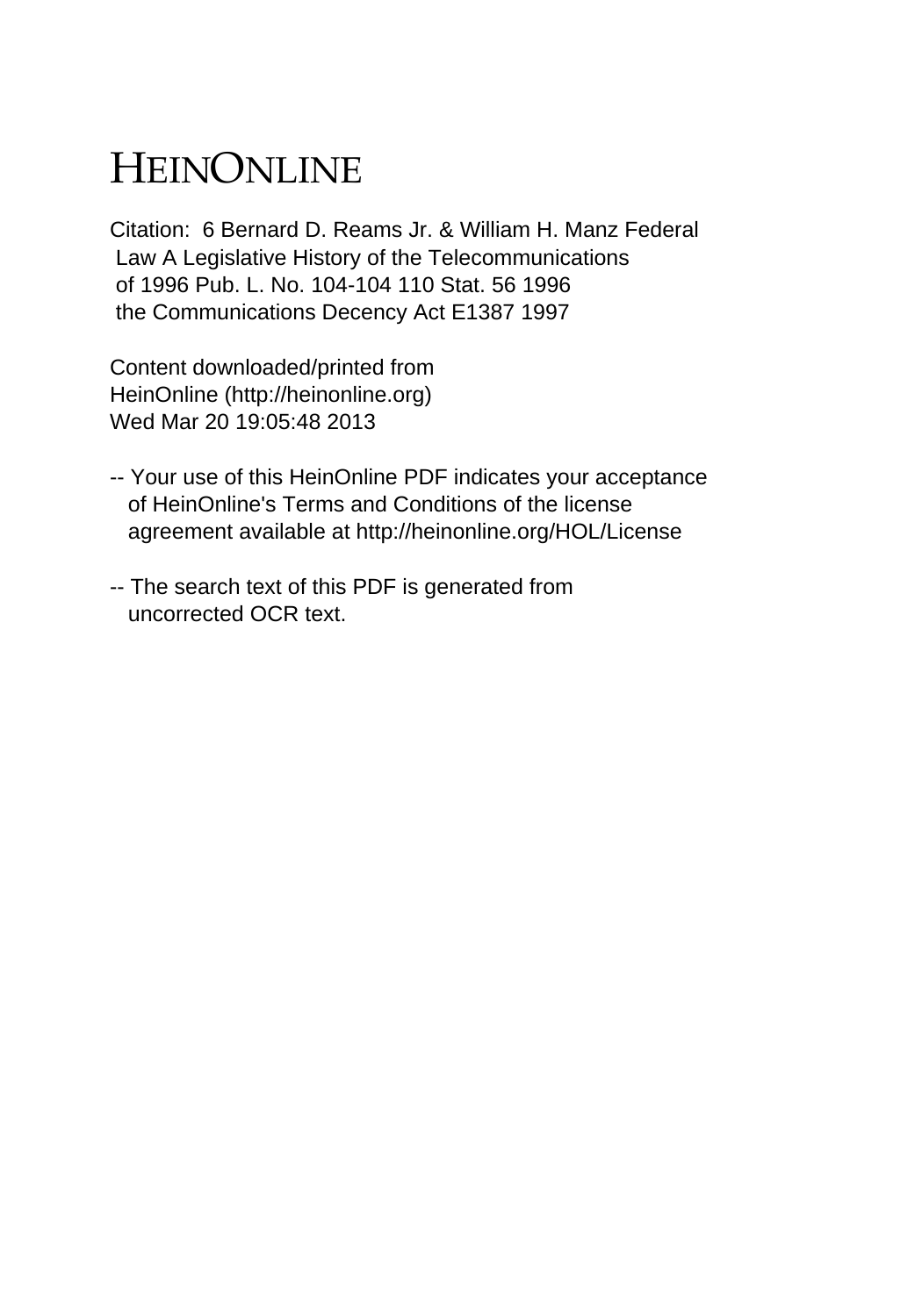# HEINONLINE

Citation: 6 Bernard D. Reams Jr. & William H. Manz Federal Law A Legislative History of the Telecommunications of 1996 Pub. L. No. 104-104 110 Stat. 56 1996 the Communications Decency Act E1387 1997

Content downloaded/printed from HeinOnline (http://heinonline.org) Wed Mar 20 19:05:48 2013

-- Your use of this HeinOnline PDF indicates your acceptance of HeinOnline's Terms and Conditions of the license agreement available at http://heinonline.org/HOL/License

-- The search text of this PDF is generated from uncorrected OCR text.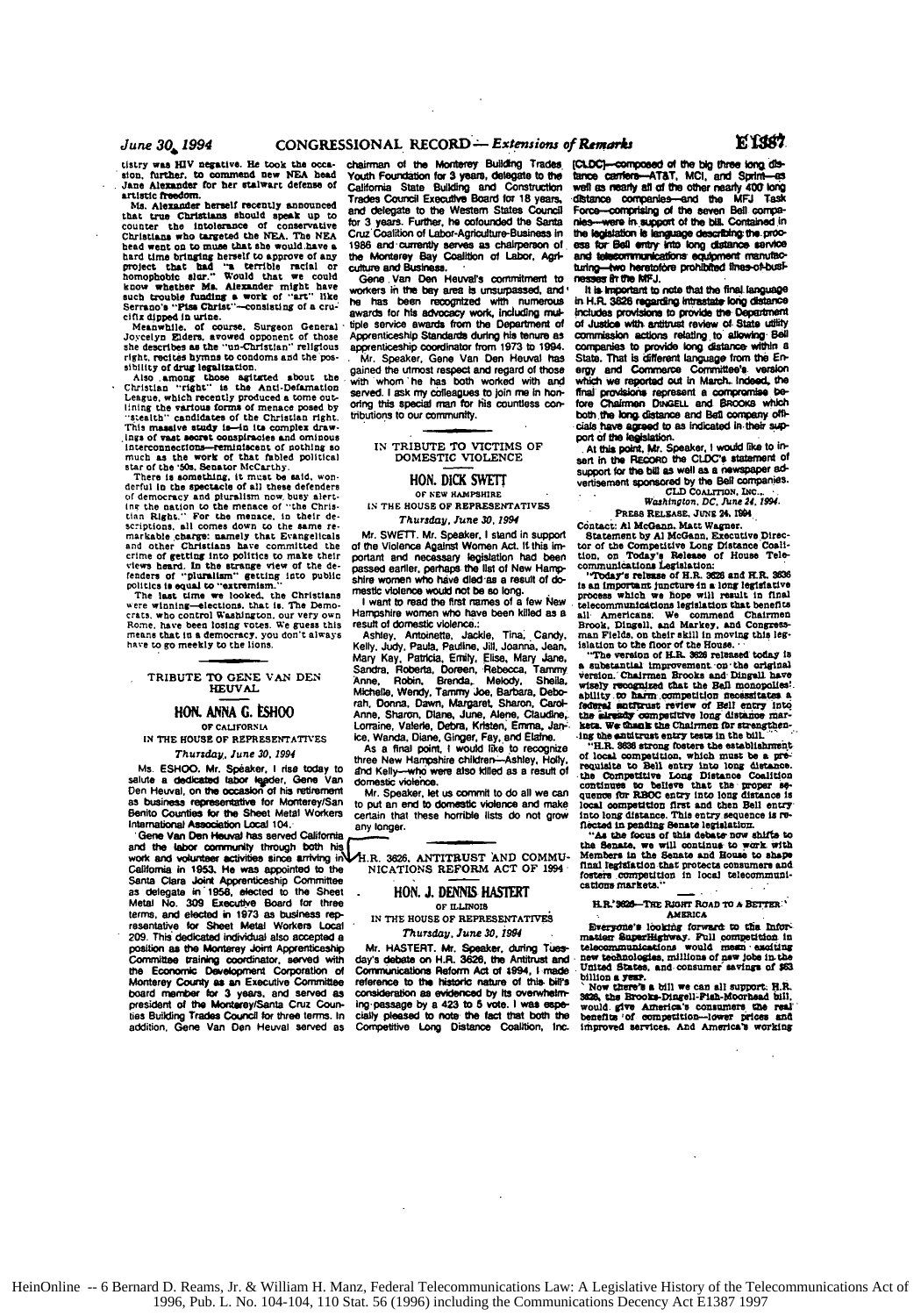tistry was HIV negative. He took the occasion, further, to commend new NEA head Jane Alexander for her stalwart defense of artistic freedom.

Ms. Alexander herself recently announced that true Christians should speak up to counter the intolerance of conservative Christians who targeted the NEA. The NEA head went on to muse that she would have a hard time bringing herself to approve of any project that had "a terrible racial or homophobic slur." Would that we could know whether Ms. Alexander might have such trouble funding a work of "art" like Serrano's "Piss Christ"—consisting of a crucifix dipped in urine.

Meanwhile, of course, Surgeon General Joycelyn Elders, avowed opponent of those she describes as the "un-Christian" religious right, recites hymns to condoms and the possibility of drug legalization.

Also among those agitated about the Christian "right" is the Anti-Defamation League, which recently produced a tome outlining the various forms of menace posed by "stealth" candidates of the Christian right. This massive study is—in its complex drawings of vast secret conspiracies and ominous interconnections—reminiscent of nothing so much as the work of that fabled political star of the '50s, Senator McCarthy.

There is something, it must be said, wonderful in the spectacle of all these defenders of democracy and pluralism now busy alerting the nation to the menace of "the Christian Right." For the menace, in their descriptions, all comes down to the same remarkable charge: namely that Evangelicals and other Christians have committed the crime of getting into politics to make their views heard. In the strange view of the defenders of "pluralism" getting into public politics is equal to "extremism."

The last time we looked, the Christians were winning—elections, that is. The Democrats, who control Washington, our very own Rome, have been losing votes. We guess this means that in a democracy, you don't always have to go meekly to the lions.

## TRIBUTE TO GENE VAN DEN HEUVAL

### HON. ANNA G. ESHOO

OF CALIFORNIA

IN THE HOUSE OF REPRESENTATIVES

*Thursday, June 30, 1994*

Ms. ESHOO. Mr. Speaker, I rise today to salute a dedicated labor leader, Gene Van Den Heuval, on the occasion of his retirement as business representative for Monterey/San Benito Counties for the Sheet Metal Workers International Association Local 104.

Gene Van Den Heuval has served California and the labor community through both his work and volunteer activities since arriving in California in 1953. He was appointed to the Santa Clara Joint Apprenticeship Committee as delegate in 1958, elected to the Sheet Metal No. 309 Executive Board for three terms, and elected in 1973 as business representative for Sheet Metal Workers Local 209. This dedicated individual also accepted a position as the Monterey Joint Apprenticeship Committee training coordinator, served with the Economic Development Corporation of Monterey County as an Executive Committee board member for 3 years, and served as president of the Monterey/Santa Cruz Counties Building Trades Council for three terms. In addition, Gene Van Den Heuval served as chairman of the Monterey Building Trades Youth Foundation for 3 years, delegate to the California State Building and Construction Trades Council Executive Board for 18 years, and delegate to the Western States Council for 3 years. Further, he cofounded the Santa Cruz Coalition of Labor-Agriculture-Business in 1986 and currently serves as chairperson of the Monterey Bay Coalition of Labor, Agriculture and Business.

Gene Van Den Heuval's commitment to workers in the bay area is unsurpassed, and he has been recognized with numerous awards for his advocacy work, including multiple service awards from the Department of Apprenticeship Standards during his tenure as apprenticeship coordinator from 1973 to 1994.

Mr. Speaker, Gene Van Den Heuval has gained the utmost respect and regard of those with whom he has both worked with and served. I ask my colleagues to join me in honoring this special man for his countless contributions to our community.

## IN TRIBUTE TO VICTIMS OF DOMESTIC VIOLENCE

### HON. DICK SWETT

OF NEW HAMPSHIRE

IN THE HOUSE OF REPRESENTATIVES

*Thursday, June 30, 1994*

Mr. SWETT. Mr. Speaker, I stand in support of the Violence Against Women Act. If this important and necessary legislation had been passed earlier, perhaps the list of New Hampshire women who have died as a result of domestic violence would not be so long.

I want to read the first names of a few New Hampshire women who have been killed as a result of domestic violence.:

Ashley, Antoinette, Jackie, Tina, Candy, Kelly, Judy, Paula, Pauline, Jill, Joanna, Jean, Mary Kay, Patricia, Emily, Elise, Mary Jane, Sandra, Roberta, Doreen, Rebecca, Tammy Anne, Robin, Brenda, Melody, Sheila, Michelle, Wendy, Tammy Joe, Barbara, Deborah, Donna, Dawn, Margaret, Sharon, Carol-Anne, Sharon, Diane, June, Alene, Claudine, Lorraine, Valerie, Debra, Kristen, Emma, Janice, Wanda, Diane, Ginger, Fay, and Elaine.

As a final point, I would like to recognize three New Hampshire children—Ashley, Holly, and Kelly—who were also killed as a result of domestic violence.

Mr. Speaker, let us commit to do all we can to put an end to domestic violence and make certain that these horrible lists do not grow any longer.

## H.R. 3626, ANTITRUST AND COMMUNICATIONS REFORM ACT OF 1994

### HON. J. DENNIS HASTERT

OF ILLINOIS

IN THE HOUSE OF REPRESENTATIVES

*Thursday, June 30, 1994*

Mr. HASTERT. Mr. Speaker, during Tuesday's debate on H.R. 3626, the Antitrust and Communications Reform Act of 1994, I made reference to the historic nature of this bill's consideration as evidenced by its overwhelming passage by a 423 to 5 vote. I was especially pleased to note the fact that both the Competitive Long Distance Coalition, Inc. [CLDC]—composed of the big three long distance carriers—AT&T, MCI, and Sprint—as well as nearly all of the other nearly 400 long distance companies—and the MFJ Task Force—comprising of the seven Bell companies—were in support of the bill. Contained in the legislation is language describing the process for Bell entry into long distance service and telecommunications equipment manufacturing—two heretofore prohibited lines-of-businesses in the MFJ.

It is important to note that the final language in H.R. 3626 regarding intrastate long distance includes provisions to provide the Department of Justice with antitrust review of State utility commission actions relating to allowing Bell companies to provide long distance within a State. That is different language from the Energy and Commerce Committee's version which we reported out in March. Indeed, the final provisions represent a compromise before Chairman DINGELL and BROOKS which both the long distance and Bell company officials have agreed to as indicated in their support of the legislation.

At this point, Mr. Speaker, I would like to insert in the RECORD the CLDC's statement of support for the bill as well as a newspaper advertisement sponsored by the Bell companies.

CLD COALITION, INC.,
*Washington, DC, June 24, 1994.*

PRESS RELEASE, JUNE 24, 1994

Contact: Al McGann, Matt Wagner.

Statement by Al McGann, Executive Director of the Competitive Long Distance Coalition, on Today's Release of House Telecommunications Legislation:

"Today's release of H.R. 3626 and H.R. 3636 is an important juncture in a long legislative process which we hope will result in final telecommunications legislation that benefits all Americans. We commend Chairmen Brook, Dingell, and Markey, and Congressman Fields, on their skill in moving this legislation to the floor of the House.

"The version of H.R. 3626 released today is a substantial improvement on the original version. Chairmen Brooks and Dingell have wisely recognized that the Bell monopolies' ability to harm competition necessitates a federal antitrust review of Bell entry into the already competitive long distance markets. We thank the Chairmen for strengthening the antitrust entry tests in the bill.

"H.R. 3636 strong fosters the establishment of local competition, which must be a prerequisite to Bell entry into long distance. The Competitive Long Distance Coalition continues to believe that the proper sequence for RBOC entry into long distance is local competition first and then Bell entry into long distance. This entry sequence is reflected in pending Senate legislation.

"As the focus of this debate now shifts to the Senate, we will continue to work with Members in the Senate and House to shape final legislation that protects consumers and fosters competition in local telecommunications markets."

H.R. 3626—THE RIGHT ROAD TO A BETTER AMERICA

Everyone's looking forward to the Information SuperHighway. Full competition in telecommunications would mean exciting new technologies, millions of new jobs in the United States, and consumer savings of $63 billion a year.

Now there's a bill we can all support: H.R. 3626, the Brooks-Dingell-Fish-Moorhead bill, would give America's consumers the real benefits of competition—lower prices and improved services. And America's working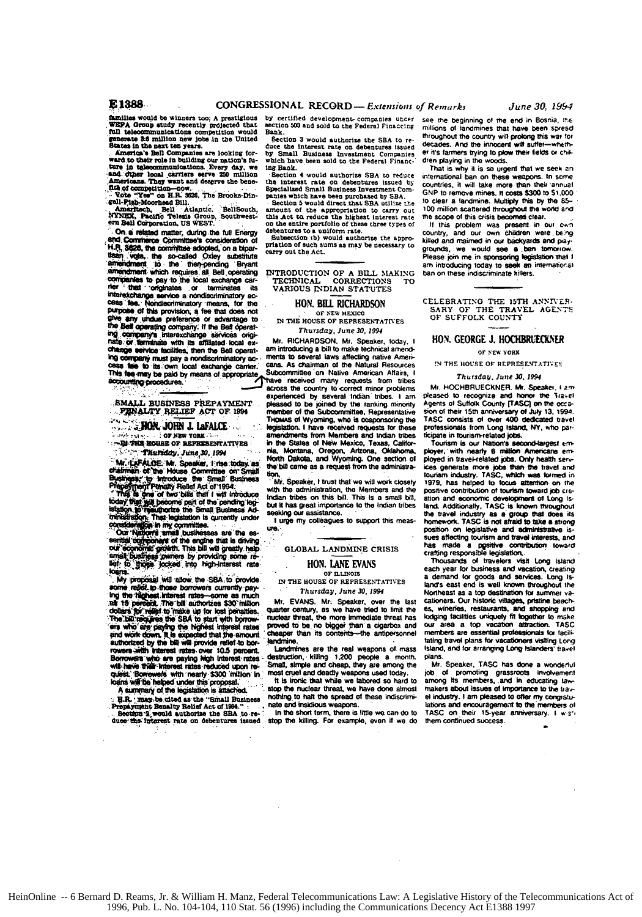families would be winners too; A prestigious WEFA Group study recently projected that full telecommunications competition would generate 3.6 million new jobs in the United States in the next ten years.

America's Bell Companies are looking forward to their role in building our nation's future in telecommunications. Every day, we and other local carriers serve 250 million Americans. They want and deserve the benefits of competition—now.

Vote "Yes" on H.R. 3626, The Brooks-Dingell-Fish-Moorhead Bill.

Ameritech, Bell Atlantic, BellSouth, NYNEX, Pacific Telesis Group, Southwestern Bell Corporation, US WEST.

On a related matter, during the full Energy and Commerce Committee's consideration of H.R. 3626, the committee adopted, on a bipartisan vote, the so-called Oxley substitute amendment to the then-pending Bryant amendment which requires all Bell operating companies to pay to the local exchange carrier that originates or terminates its interexchange service a nondiscriminatory access fee. Nondiscriminatory means, for the purpose of this provision, a fee that does not give any undue preference or advantage to the Bell operating company. If the Bell operating company's interexchange services originate or terminate with its affiliated local exchange service facilities, then the Bell operating company must pay a nondiscriminatory access fee to its own local exchange carrier. This fee may be paid by means of appropriate accounting procedures.

## SMALL BUSINESS PREPAYMENT PENALTY RELIEF ACT OF 1994

### HON. JOHN J. LaFALCE

OF NEW YORK

IN THE HOUSE OF REPRESENTATIVES

*Thursday, June 30, 1994*

Mr. LAFALCE. Mr. Speaker, I rise today as chairman of the House Committee on Small Business to introduce the Small Business Prepayment Penalty Relief Act of 1994.

This is one of two bills that I will introduce today that will become part of the pending legislation to reauthorize the Small Business Administration. That legislation is currently under consideration in my committee.

Our Nation's small businesses are the essential component of the engine that is driving our economic growth. This bill will greatly help small business owners by providing some relief to those locked into high-interest rate loans.

My proposal will allow the SBA to provide some relief to those borrowers currently paying the highest interest rates—some as much as 15 percent. The bill authorizes $30 million dollars for relief to make up for lost penalties. The bill requires the SBA to start with borrowers who are paying the highest interest rates and work down. It is expected that the amount authorized by the bill will provide relief to borrowers with interest rates over 10.5 percent. Borrowers who are paying high interest rates will have their interest rates reduced upon request. Borrowers with nearly $300 million in loans will be helped under this proposal.

A summary of the legislation is attached.

H.R. may be cited as the "Small Business Prepayment Penalty Relief Act of 1994."

Section 2 would authorize the SBA to reduce the interest rate on debentures issued by certified development companies under section 503 and sold to the Federal Financing Bank.

Section 3 would authorize the SBA to reduce the interest rate on debentures issued by Small Business Investment Companies which have been sold to the Federal Financing Bank.

Section 4 would authorize SBA to reduce the interest rate on debentures issued by Specialized Small Business Investment Companies which have been purchased by SBA.

Section 5 would direct that SBA utilize the amount of the appropriation to carry out this Act to reduce the highest interest rate on the entire portfolio of these three types of debentures to a uniform rate.

Subsection (b) would authorize the appropriation of such sums as may be necessary to carry out the Act.

## INTRODUCTION OF A BILL MAKING TECHNICAL CORRECTIONS TO VARIOUS INDIAN STATUTES

### HON. BILL RICHARDSON

OF NEW MEXICO

IN THE HOUSE OF REPRESENTATIVES

*Thursday, June 30, 1994*

Mr. RICHARDSON. Mr. Speaker, today, I am introducing a bill to make technical amendments to several laws affecting native Americans. As chairman of the Natural Resources Subcommittee on Native American Affairs, I have received many requests from tribes across the country to correct minor problems experienced by several Indian tribes. I am pleased to be joined by the ranking minority member of the Subcommittee, Representative THOMAS of Wyoming, who is cosponsoring the legislation. I have received requests for these amendments from Members and Indian tribes in the States of New Mexico, Texas, California, Montana, Oregon, Arizona, Oklahoma, North Dakota, and Wyoming. One section of the bill came as a request from the administration.

Mr. Speaker, I trust that we will work closely with the administration, the Members and the Indian tribes on this bill. This is a small bill, but it has great importance to the Indian tribes seeking our assistance.

I urge my colleagues to support this measure.

## GLOBAL LANDMINE CRISIS

### HON. LANE EVANS

OF ILLINOIS

IN THE HOUSE OF REPRESENTATIVES

*Thursday, June 30, 1994*

Mr. EVANS. Mr. Speaker, over the last quarter century, as we have tried to limit the nuclear threat, the more immediate threat has proved to be no bigger than a cigarbox and cheaper than its contents—the antipersonnel landmine.

Landmines are the real weapons of mass destruction, killing 1,200 people a month. Small, simple and cheap, they are among the most cruel and deadly weapons used today.

It is ironic that while we labored so hard to stop the nuclear threat, we have done almost nothing to halt the spread of these indiscriminate and insidious weapons.

In the short term, there is little we can do to stop the killing. For example, even if we do see the beginning of the end in Bosnia, the millions of landmines that have been spread throughout the country will prolong this war for decades. And the innocent will suffer—whether it's farmers trying to plow their fields or children playing in the woods.

That is why it is so urgent that we seek an international ban on these weapons. In some countries, it will take more than their annual GNP to remove mines. It costs $300 to $1,000 to clear a landmine. Multiply this by the 85–100 million scattered throughout the world and the scope of this crisis becomes clear.

If this problem was present in our own country, and our own children were being killed and maimed in our backyards and playgrounds, we would see a ban tomorrow. Please join me in sponsoring legislation that I am introducing today to seek an international ban on these indiscriminate killers.

## CELEBRATING THE 15TH ANNIVERSARY OF THE TRAVEL AGENTS OF SUFFOLK COUNTY

### HON. GEORGE J. HOCHBRUECKNER

OF NEW YORK

IN THE HOUSE OF REPRESENTATIVES

*Thursday, June 30, 1994*

Mr. HOCHBRUECKNER. Mr. Speaker, I am pleased to recognize and honor the Travel Agents of Suffolk County [TASC] on the occasion of their 15th anniversary of July 13, 1994. TASC consists of over 400 dedicated travel professionals from Long Island, NY, who participate in tourism-related jobs.

Tourism is our Nation's second-largest employer, with nearly 6 million Americans employed in travel-related jobs. Only health services generate more jobs than the travel and tourism industry. TASC, which was formed in 1979, has helped to focus attention on the positive contribution of tourism toward job creation and economic development of Long Island. Additionally, TASC is known throughout the travel industry as a group that does its homework. TASC is not afraid to take a strong position on legislative and administrative issues affecting tourism and travel interests, and has made a positive contribution toward crafting responsible legislation.

Thousands of travelers visit Long Island each year for business and vacation, creating a demand for goods and services. Long Island's east end is well known throughout the Northeast as a top destination for summer vacationers. Our historic villages, pristine beaches, wineries, restaurants, and shopping and lodging facilities uniquely fit together to make our area a top vacation attraction. TASC members are essential professionals for facilitating travel plans for vacationers visiting Long Island, and for arranging Long Islanders' travel plans.

Mr. Speaker, TASC has done a wonderful job of promoting grassroots involvement among its members, and in educating lawmakers about issues of importance to the travel industry. I am pleased to offer my congratulations and encouragement to the members of TASC on their 15-year anniversary. I wish them continued success.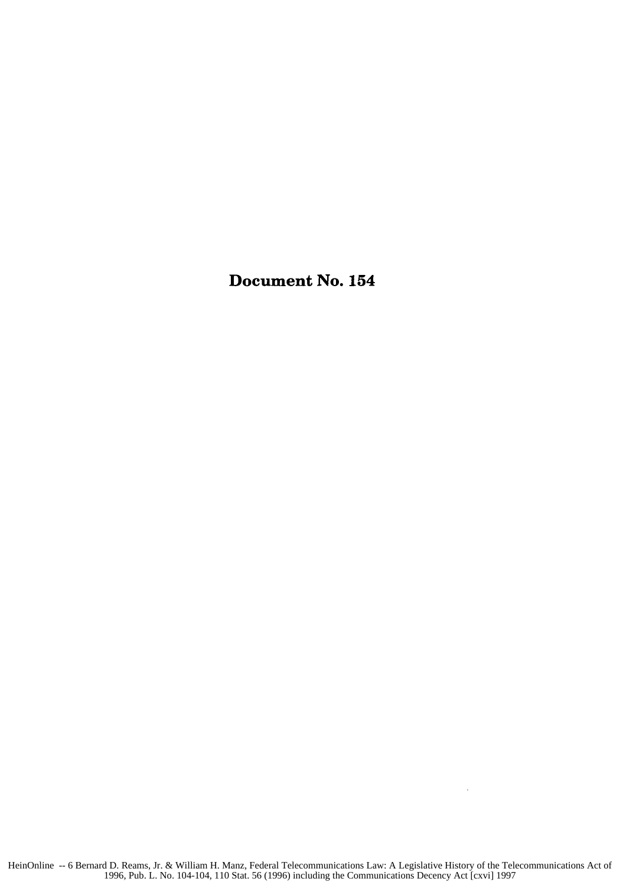# Document No. 154